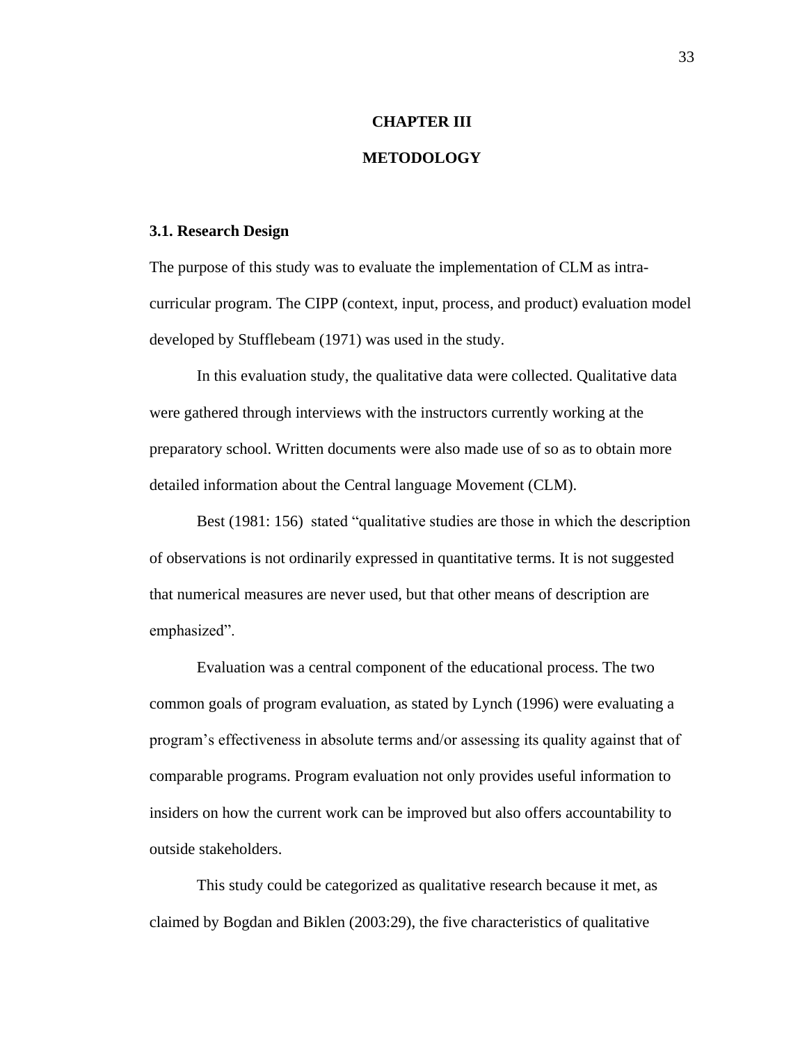# CHAPTER III

# METODOLOGY

## 3.1. Research Design

The purpose of this study was to evaluate the implementation of CLM as intra-curricular program. The CIPP (context, input, process, and product) evaluation model developed by Stufflebeam (1971) was used in the study.

In this evaluation study, the qualitative data were collected. Qualitative data were gathered through interviews with the instructors currently working at the preparatory school. Written documents were also made use of so as to obtain more detailed information about the Central language Movement (CLM).

Best (1981: 156) stated "qualitative studies are those in which the description of observations is not ordinarily expressed in quantitative terms. It is not suggested that numerical measures are never used, but that other means of description are emphasized".

Evaluation was a central component of the educational process. The two common goals of program evaluation, as stated by Lynch (1996) were evaluating a program's effectiveness in absolute terms and/or assessing its quality against that of comparable programs. Program evaluation not only provides useful information to insiders on how the current work can be improved but also offers accountability to outside stakeholders.

This study could be categorized as qualitative research because it met, as claimed by Bogdan and Biklen (2003:29), the five characteristics of qualitative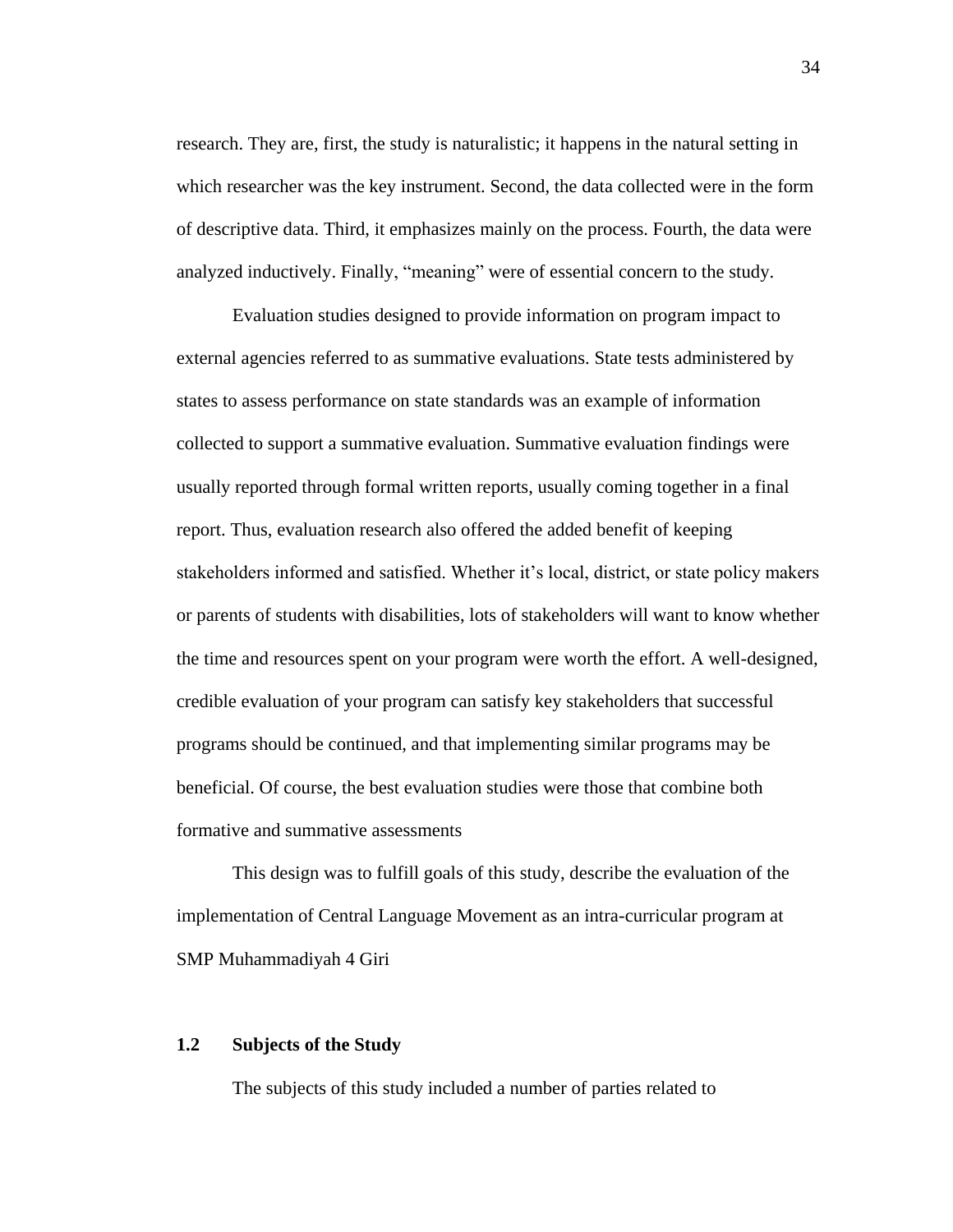research. They are, first, the study is naturalistic; it happens in the natural setting in which researcher was the key instrument. Second, the data collected were in the form of descriptive data. Third, it emphasizes mainly on the process. Fourth, the data were analyzed inductively. Finally, "meaning" were of essential concern to the study.

Evaluation studies designed to provide information on program impact to external agencies referred to as summative evaluations. State tests administered by states to assess performance on state standards was an example of information collected to support a summative evaluation. Summative evaluation findings were usually reported through formal written reports, usually coming together in a final report. Thus, evaluation research also offered the added benefit of keeping stakeholders informed and satisfied. Whether it's local, district, or state policy makers or parents of students with disabilities, lots of stakeholders will want to know whether the time and resources spent on your program were worth the effort. A well-designed, credible evaluation of your program can satisfy key stakeholders that successful programs should be continued, and that implementing similar programs may be beneficial. Of course, the best evaluation studies were those that combine both formative and summative assessments

This design was to fulfill goals of this study, describe the evaluation of the implementation of Central Language Movement as an intra-curricular program at SMP Muhammadiyah 4 Giri

## 1.2 Subjects of the Study

The subjects of this study included a number of parties related to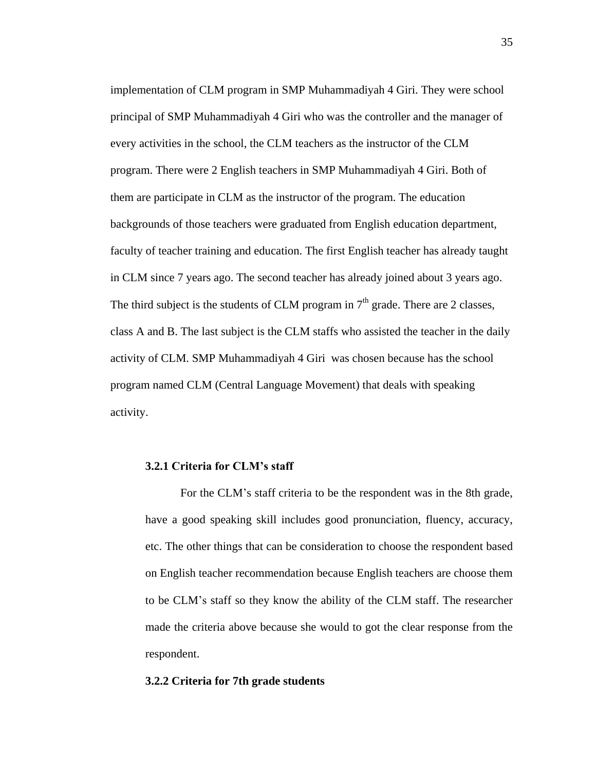implementation of CLM program in SMP Muhammadiyah 4 Giri. They were school principal of SMP Muhammadiyah 4 Giri who was the controller and the manager of every activities in the school, the CLM teachers as the instructor of the CLM program. There were 2 English teachers in SMP Muhammadiyah 4 Giri. Both of them are participate in CLM as the instructor of the program. The education backgrounds of those teachers were graduated from English education department, faculty of teacher training and education. The first English teacher has already taught in CLM since 7 years ago. The second teacher has already joined about 3 years ago. The third subject is the students of CLM program in 7th grade. There are 2 classes, class A and B. The last subject is the CLM staffs who assisted the teacher in the daily activity of CLM. SMP Muhammadiyah 4 Giri was chosen because has the school program named CLM (Central Language Movement) that deals with speaking activity.

### 3.2.1 Criteria for CLM's staff

For the CLM's staff criteria to be the respondent was in the 8th grade, have a good speaking skill includes good pronunciation, fluency, accuracy, etc. The other things that can be consideration to choose the respondent based on English teacher recommendation because English teachers are choose them to be CLM's staff so they know the ability of the CLM staff. The researcher made the criteria above because she would to got the clear response from the respondent.

### 3.2.2 Criteria for 7th grade students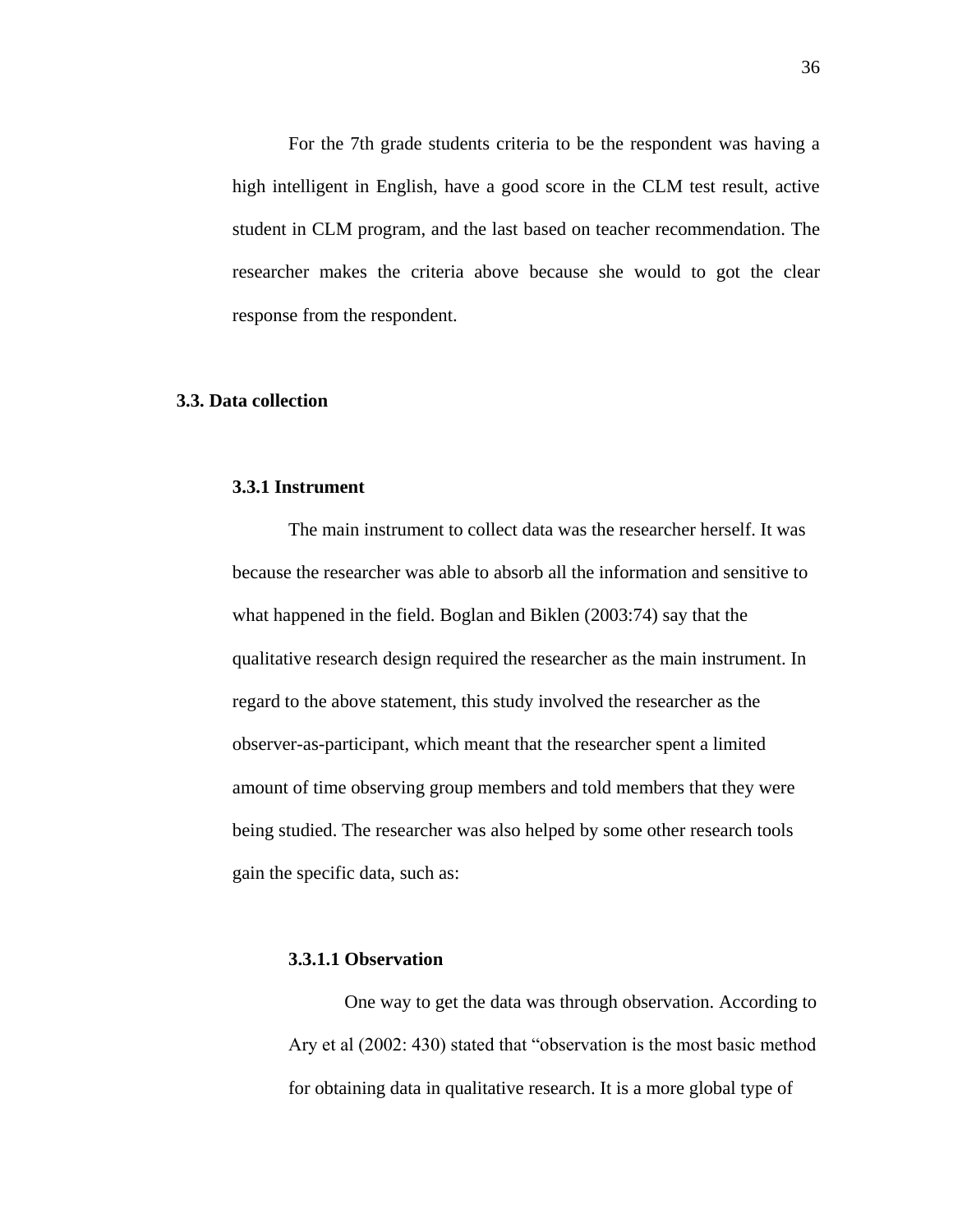For the 7th grade students criteria to be the respondent was having a high intelligent in English, have a good score in the CLM test result, active student in CLM program, and the last based on teacher recommendation. The researcher makes the criteria above because she would to got the clear response from the respondent.

## 3.3. Data collection

### 3.3.1 Instrument

The main instrument to collect data was the researcher herself. It was because the researcher was able to absorb all the information and sensitive to what happened in the field. Boglan and Biklen (2003:74) say that the qualitative research design required the researcher as the main instrument. In regard to the above statement, this study involved the researcher as the observer-as-participant, which meant that the researcher spent a limited amount of time observing group members and told members that they were being studied. The researcher was also helped by some other research tools gain the specific data, such as:

#### 3.3.1.1 Observation

One way to get the data was through observation. According to Ary et al (2002: 430) stated that "observation is the most basic method for obtaining data in qualitative research. It is a more global type of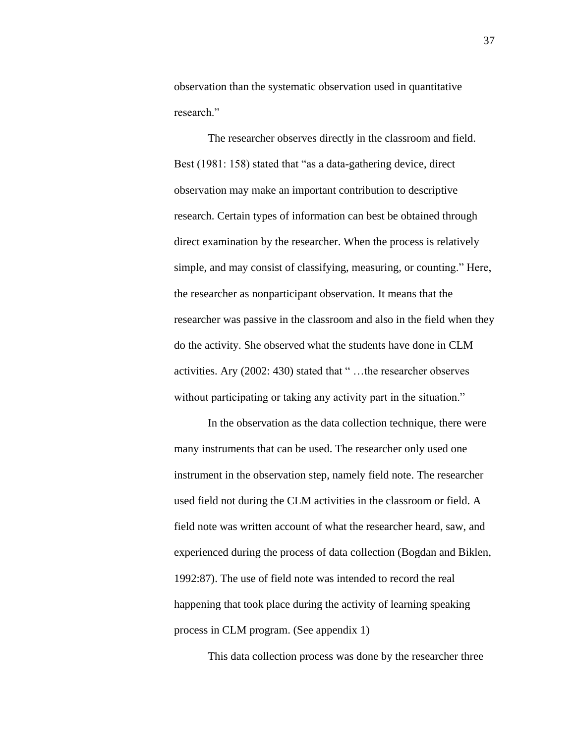observation than the systematic observation used in quantitative research."

The researcher observes directly in the classroom and field. Best (1981: 158) stated that "as a data-gathering device, direct observation may make an important contribution to descriptive research. Certain types of information can best be obtained through direct examination by the researcher. When the process is relatively simple, and may consist of classifying, measuring, or counting." Here, the researcher as nonparticipant observation. It means that the researcher was passive in the classroom and also in the field when they do the activity. She observed what the students have done in CLM activities. Ary (2002: 430) stated that " …the researcher observes without participating or taking any activity part in the situation."

In the observation as the data collection technique, there were many instruments that can be used. The researcher only used one instrument in the observation step, namely field note. The researcher used field not during the CLM activities in the classroom or field. A field note was written account of what the researcher heard, saw, and experienced during the process of data collection (Bogdan and Biklen, 1992:87). The use of field note was intended to record the real happening that took place during the activity of learning speaking process in CLM program. (See appendix 1)

This data collection process was done by the researcher three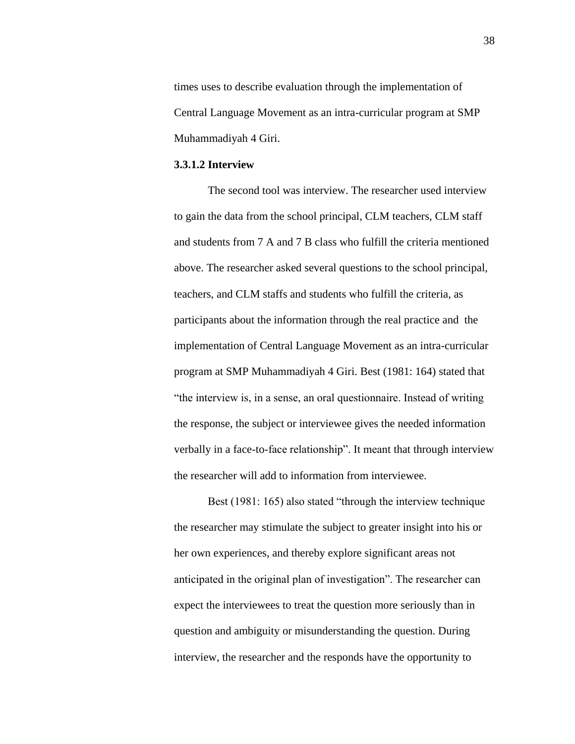times uses to describe evaluation through the implementation of Central Language Movement as an intra-curricular program at SMP Muhammadiyah 4 Giri.

**3.3.1.2 Interview**

The second tool was interview. The researcher used interview to gain the data from the school principal, CLM teachers, CLM staff and students from 7 A and 7 B class who fulfill the criteria mentioned above. The researcher asked several questions to the school principal, teachers, and CLM staffs and students who fulfill the criteria, as participants about the information through the real practice and the implementation of Central Language Movement as an intra-curricular program at SMP Muhammadiyah 4 Giri. Best (1981: 164) stated that "the interview is, in a sense, an oral questionnaire. Instead of writing the response, the subject or interviewee gives the needed information verbally in a face-to-face relationship". It meant that through interview the researcher will add to information from interviewee.

Best (1981: 165) also stated "through the interview technique the researcher may stimulate the subject to greater insight into his or her own experiences, and thereby explore significant areas not anticipated in the original plan of investigation". The researcher can expect the interviewees to treat the question more seriously than in question and ambiguity or misunderstanding the question. During interview, the researcher and the responds have the opportunity to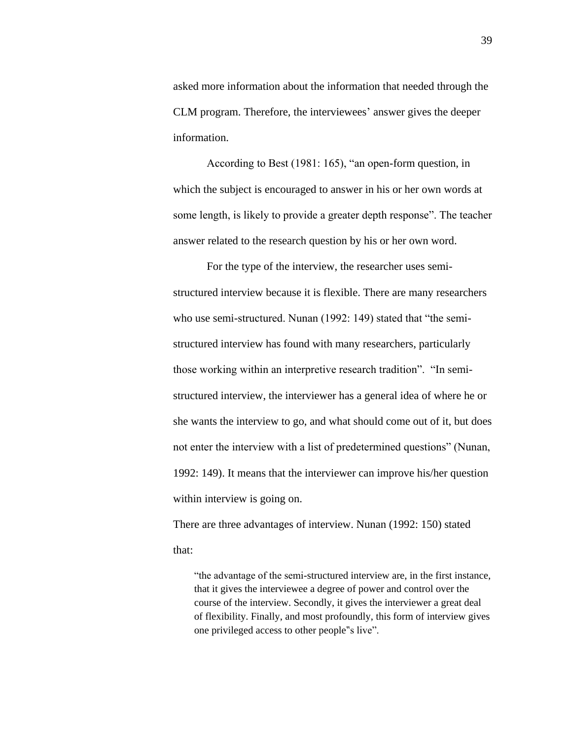asked more information about the information that needed through the CLM program. Therefore, the interviewees' answer gives the deeper information.

According to Best (1981: 165), "an open-form question, in which the subject is encouraged to answer in his or her own words at some length, is likely to provide a greater depth response". The teacher answer related to the research question by his or her own word.

For the type of the interview, the researcher uses semi-structured interview because it is flexible. There are many researchers who use semi-structured. Nunan (1992: 149) stated that "the semi-structured interview has found with many researchers, particularly those working within an interpretive research tradition". "In semi-structured interview, the interviewer has a general idea of where he or she wants the interview to go, and what should come out of it, but does not enter the interview with a list of predetermined questions" (Nunan, 1992: 149). It means that the interviewer can improve his/her question within interview is going on.

There are three advantages of interview. Nunan (1992: 150) stated that:

> "the advantage of the semi-structured interview are, in the first instance, that it gives the interviewee a degree of power and control over the course of the interview. Secondly, it gives the interviewer a great deal of flexibility. Finally, and most profoundly, this form of interview gives one privileged access to other people‟s live".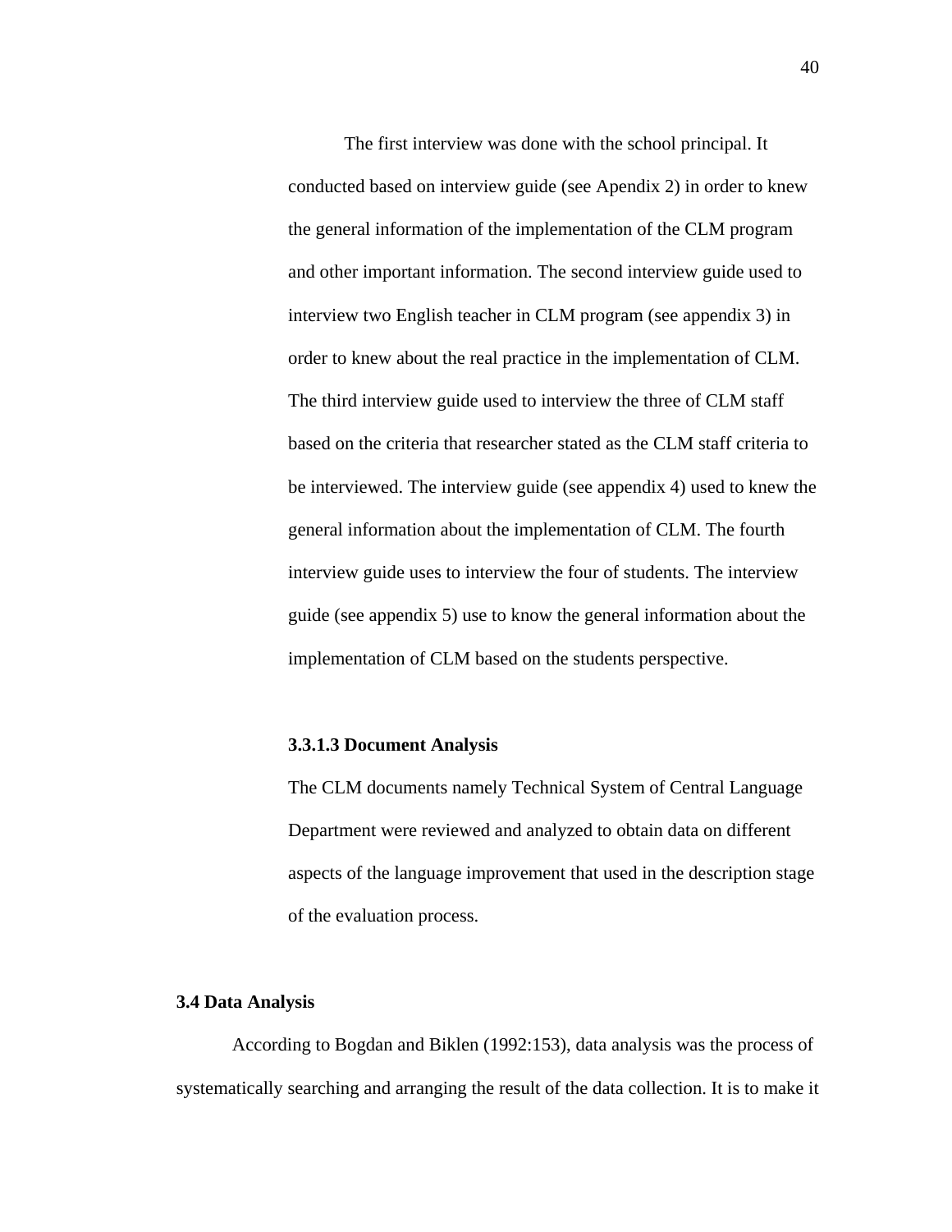The first interview was done with the school principal. It conducted based on interview guide (see Apendix 2) in order to knew the general information of the implementation of the CLM program and other important information. The second interview guide used to interview two English teacher in CLM program (see appendix 3) in order to knew about the real practice in the implementation of CLM. The third interview guide used to interview the three of CLM staff based on the criteria that researcher stated as the CLM staff criteria to be interviewed. The interview guide (see appendix 4) used to knew the general information about the implementation of CLM. The fourth interview guide uses to interview the four of students. The interview guide (see appendix 5) use to know the general information about the implementation of CLM based on the students perspective.

#### 3.3.1.3 Document Analysis

The CLM documents namely Technical System of Central Language Department were reviewed and analyzed to obtain data on different aspects of the language improvement that used in the description stage of the evaluation process.

### 3.4 Data Analysis

According to Bogdan and Biklen (1992:153), data analysis was the process of systematically searching and arranging the result of the data collection. It is to make it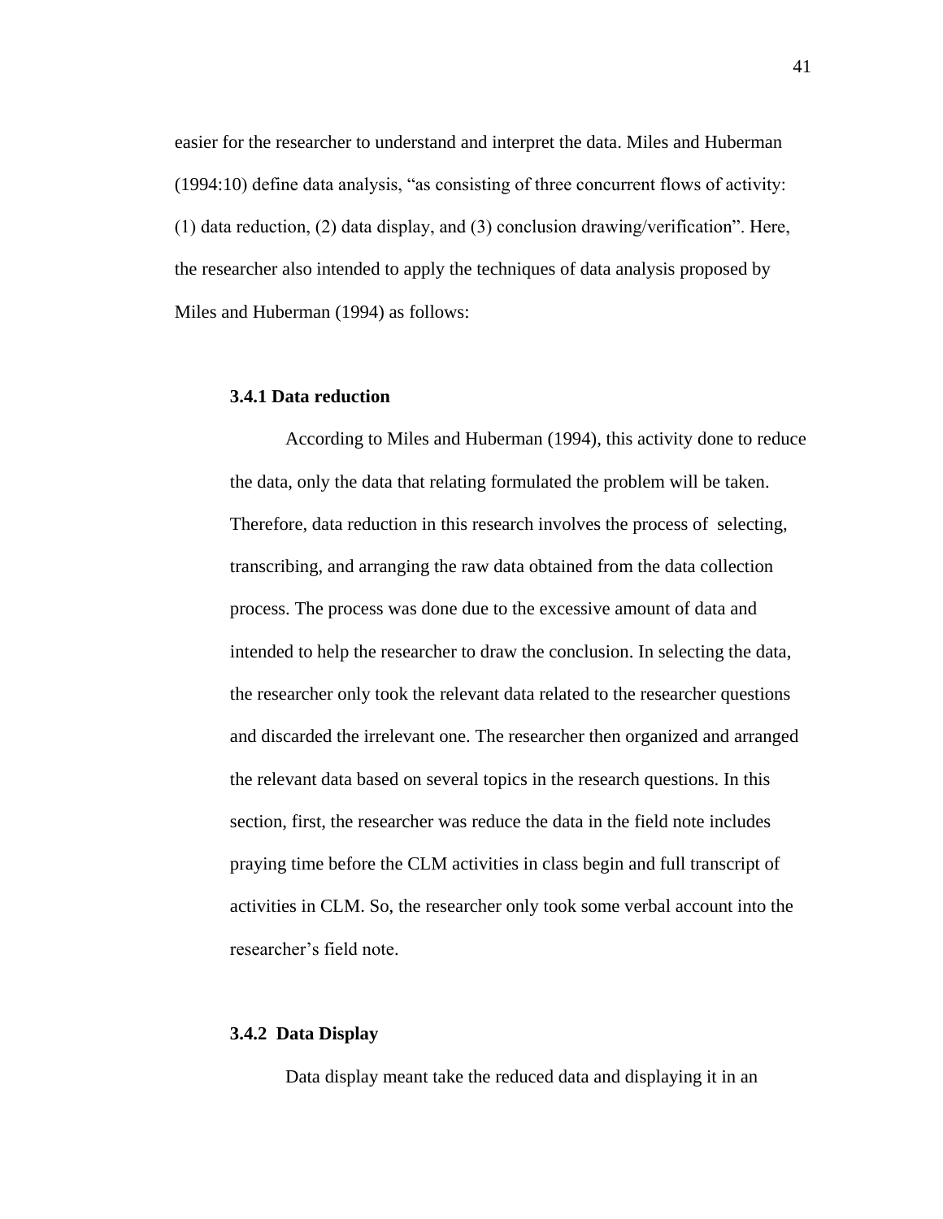easier for the researcher to understand and interpret the data. Miles and Huberman (1994:10) define data analysis, "as consisting of three concurrent flows of activity: (1) data reduction, (2) data display, and (3) conclusion drawing/verification". Here, the researcher also intended to apply the techniques of data analysis proposed by Miles and Huberman (1994) as follows:

### 3.4.1 Data reduction

According to Miles and Huberman (1994), this activity done to reduce the data, only the data that relating formulated the problem will be taken. Therefore, data reduction in this research involves the process of selecting, transcribing, and arranging the raw data obtained from the data collection process. The process was done due to the excessive amount of data and intended to help the researcher to draw the conclusion. In selecting the data, the researcher only took the relevant data related to the researcher questions and discarded the irrelevant one. The researcher then organized and arranged the relevant data based on several topics in the research questions. In this section, first, the researcher was reduce the data in the field note includes praying time before the CLM activities in class begin and full transcript of activities in CLM. So, the researcher only took some verbal account into the researcher's field note.

### 3.4.2 Data Display

Data display meant take the reduced data and displaying it in an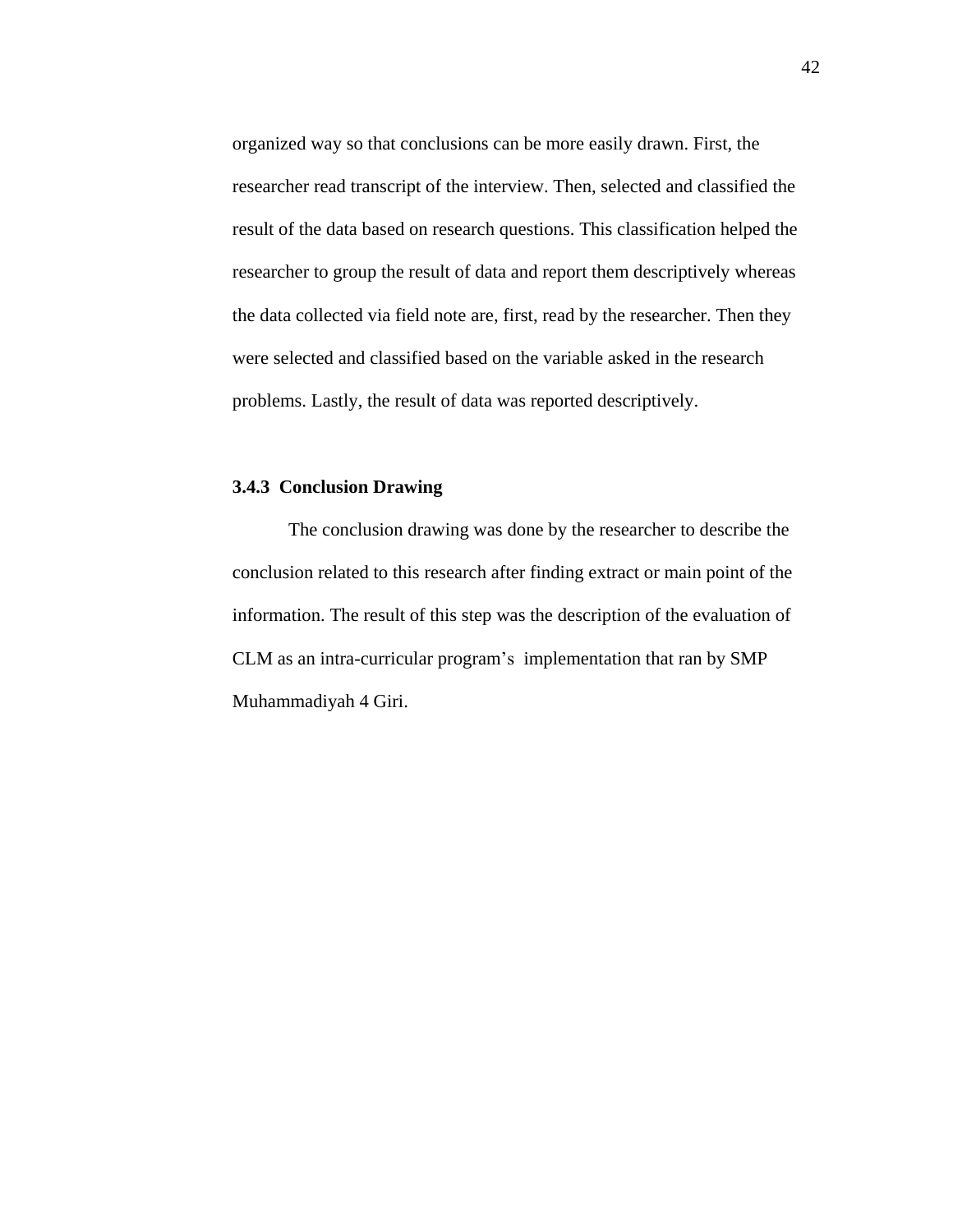organized way so that conclusions can be more easily drawn. First, the researcher read transcript of the interview. Then, selected and classified the result of the data based on research questions. This classification helped the researcher to group the result of data and report them descriptively whereas the data collected via field note are, first, read by the researcher. Then they were selected and classified based on the variable asked in the research problems. Lastly, the result of data was reported descriptively.

### 3.4.3 Conclusion Drawing

The conclusion drawing was done by the researcher to describe the conclusion related to this research after finding extract or main point of the information. The result of this step was the description of the evaluation of CLM as an intra-curricular program's implementation that ran by SMP Muhammadiyah 4 Giri.